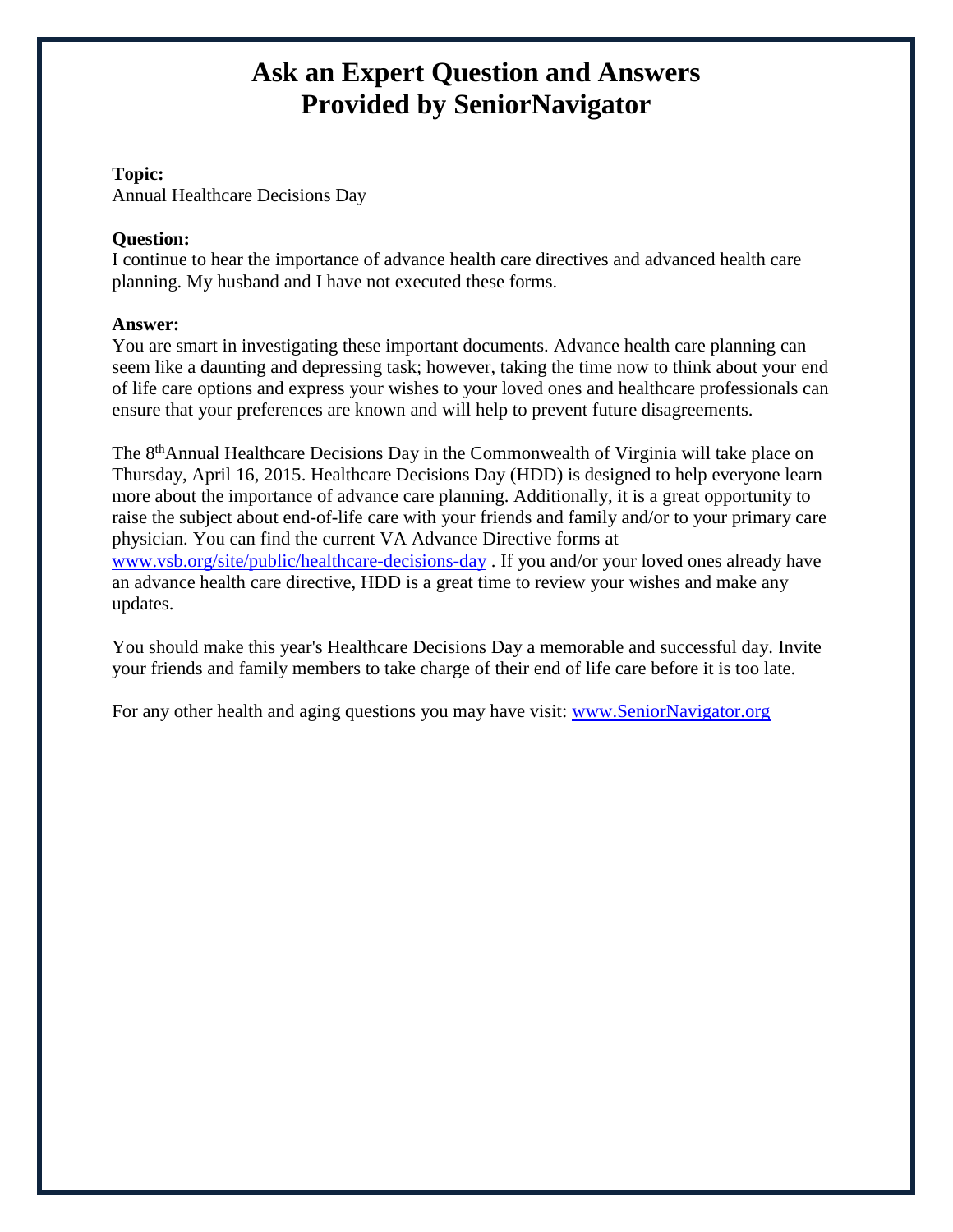# Ask an Expert Question and Answers
# Provided by SeniorNavigator

**Topic:**
Annual Healthcare Decisions Day

**Question:**
I continue to hear the importance of advance health care directives and advanced health care planning. My husband and I have not executed these forms.

**Answer:**
You are smart in investigating these important documents. Advance health care planning can seem like a daunting and depressing task; however, taking the time now to think about your end of life care options and express your wishes to your loved ones and healthcare professionals can ensure that your preferences are known and will help to prevent future disagreements.

The 8th Annual Healthcare Decisions Day in the Commonwealth of Virginia will take place on Thursday, April 16, 2015. Healthcare Decisions Day (HDD) is designed to help everyone learn more about the importance of advance care planning. Additionally, it is a great opportunity to raise the subject about end-of-life care with your friends and family and/or to your primary care physician. You can find the current VA Advance Directive forms at www.vsb.org/site/public/healthcare-decisions-day . If you and/or your loved ones already have an advance health care directive, HDD is a great time to review your wishes and make any updates.

You should make this year's Healthcare Decisions Day a memorable and successful day. Invite your friends and family members to take charge of their end of life care before it is too late.

For any other health and aging questions you may have visit: www.SeniorNavigator.org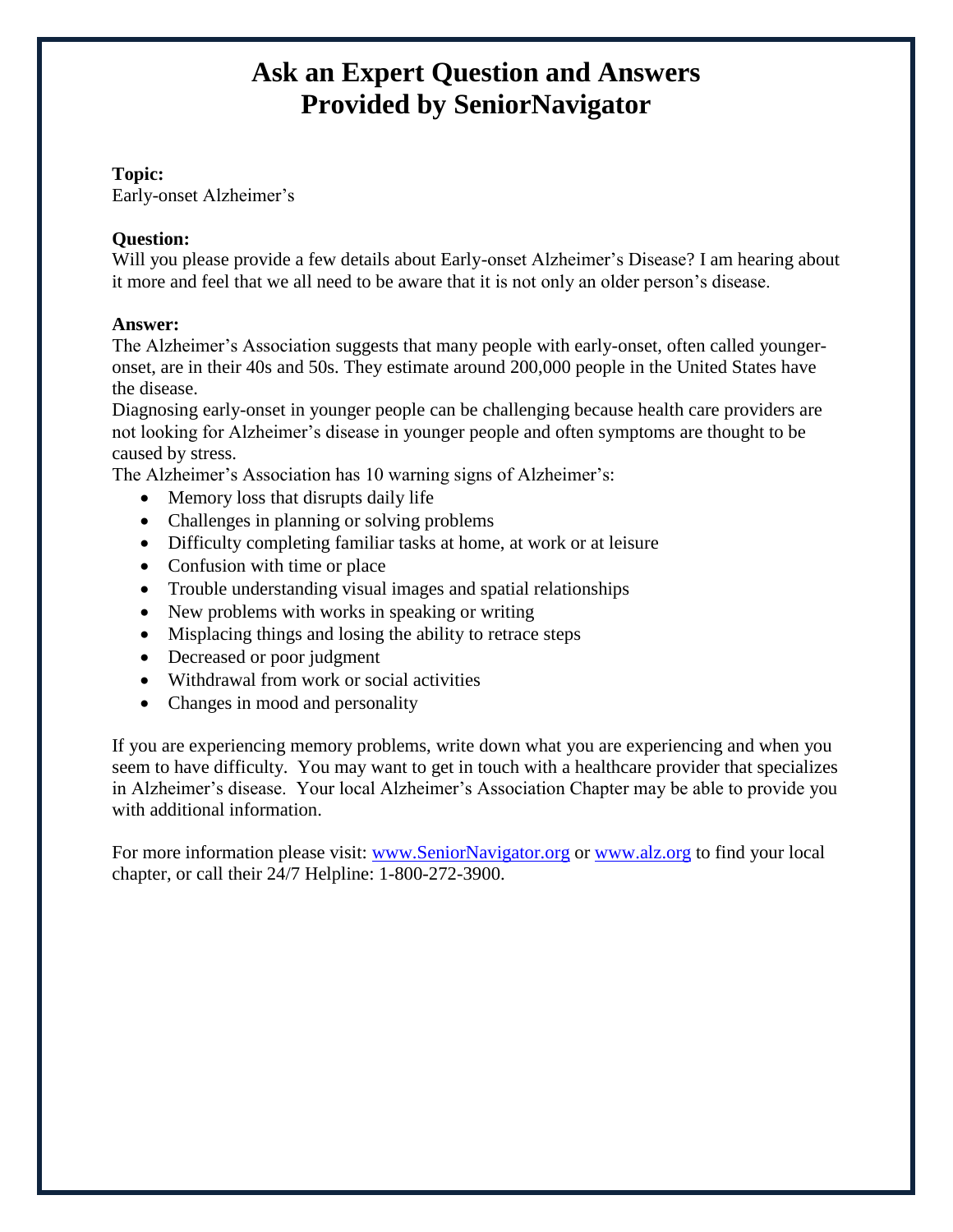# Ask an Expert Question and Answers
# Provided by SeniorNavigator

**Topic:**
Early-onset Alzheimer's

**Question:**
Will you please provide a few details about Early-onset Alzheimer's Disease? I am hearing about it more and feel that we all need to be aware that it is not only an older person's disease.

**Answer:**
The Alzheimer's Association suggests that many people with early-onset, often called younger-onset, are in their 40s and 50s. They estimate around 200,000 people in the United States have the disease.
Diagnosing early-onset in younger people can be challenging because health care providers are not looking for Alzheimer's disease in younger people and often symptoms are thought to be caused by stress.
The Alzheimer's Association has 10 warning signs of Alzheimer's:

- Memory loss that disrupts daily life
- Challenges in planning or solving problems
- Difficulty completing familiar tasks at home, at work or at leisure
- Confusion with time or place
- Trouble understanding visual images and spatial relationships
- New problems with works in speaking or writing
- Misplacing things and losing the ability to retrace steps
- Decreased or poor judgment
- Withdrawal from work or social activities
- Changes in mood and personality

If you are experiencing memory problems, write down what you are experiencing and when you seem to have difficulty. You may want to get in touch with a healthcare provider that specializes in Alzheimer's disease. Your local Alzheimer's Association Chapter may be able to provide you with additional information.

For more information please visit: [www.SeniorNavigator.org](http://www.SeniorNavigator.org) or [www.alz.org](http://www.alz.org) to find your local chapter, or call their 24/7 Helpline: 1-800-272-3900.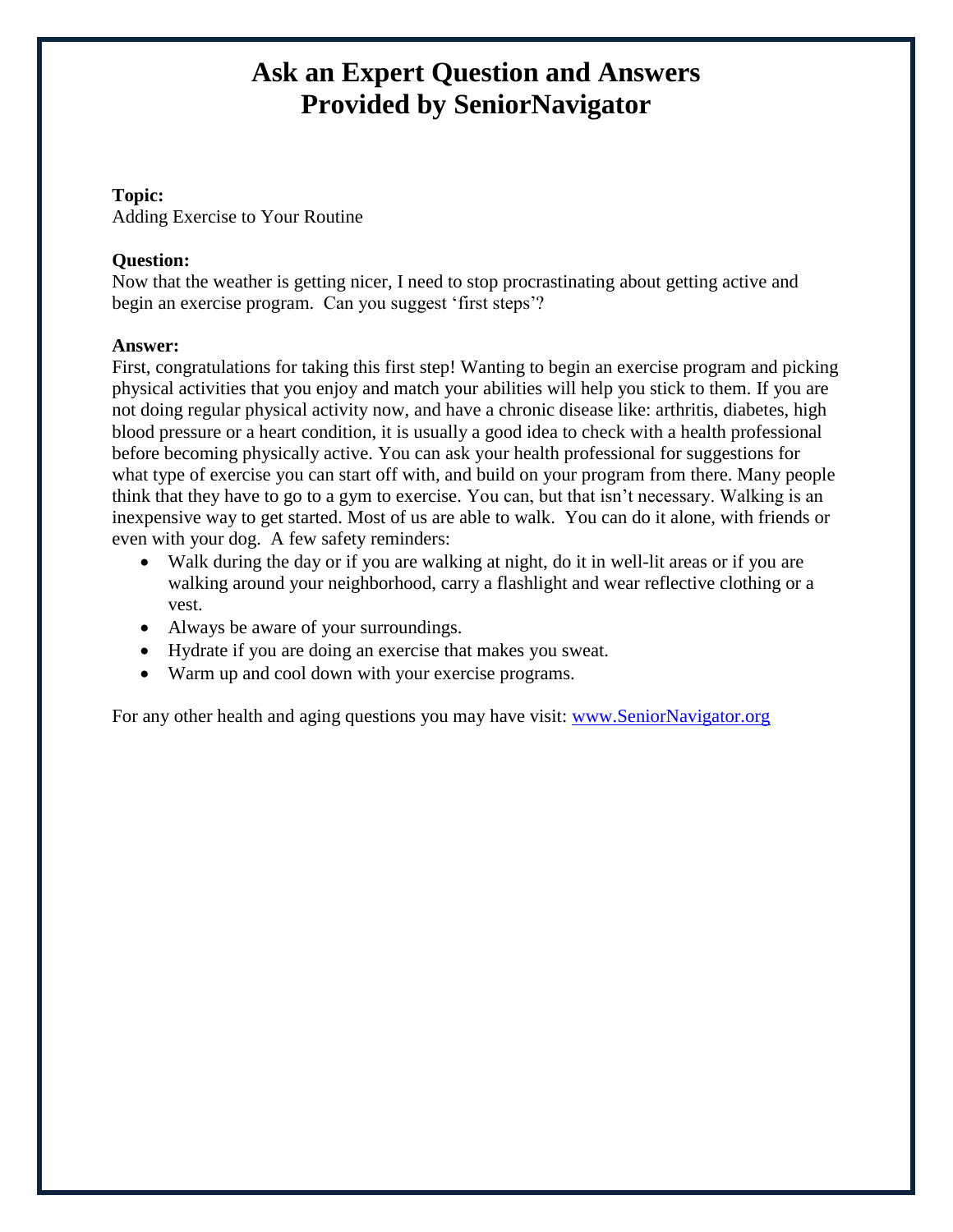# Ask an Expert Question and Answers
# Provided by SeniorNavigator

**Topic:**
Adding Exercise to Your Routine

**Question:**
Now that the weather is getting nicer, I need to stop procrastinating about getting active and begin an exercise program. Can you suggest 'first steps'?

**Answer:**
First, congratulations for taking this first step! Wanting to begin an exercise program and picking physical activities that you enjoy and match your abilities will help you stick to them. If you are not doing regular physical activity now, and have a chronic disease like: arthritis, diabetes, high blood pressure or a heart condition, it is usually a good idea to check with a health professional before becoming physically active. You can ask your health professional for suggestions for what type of exercise you can start off with, and build on your program from there. Many people think that they have to go to a gym to exercise. You can, but that isn't necessary. Walking is an inexpensive way to get started. Most of us are able to walk. You can do it alone, with friends or even with your dog. A few safety reminders:

- Walk during the day or if you are walking at night, do it in well-lit areas or if you are walking around your neighborhood, carry a flashlight and wear reflective clothing or a vest.
- Always be aware of your surroundings.
- Hydrate if you are doing an exercise that makes you sweat.
- Warm up and cool down with your exercise programs.

For any other health and aging questions you may have visit: [www.SeniorNavigator.org](http://www.SeniorNavigator.org)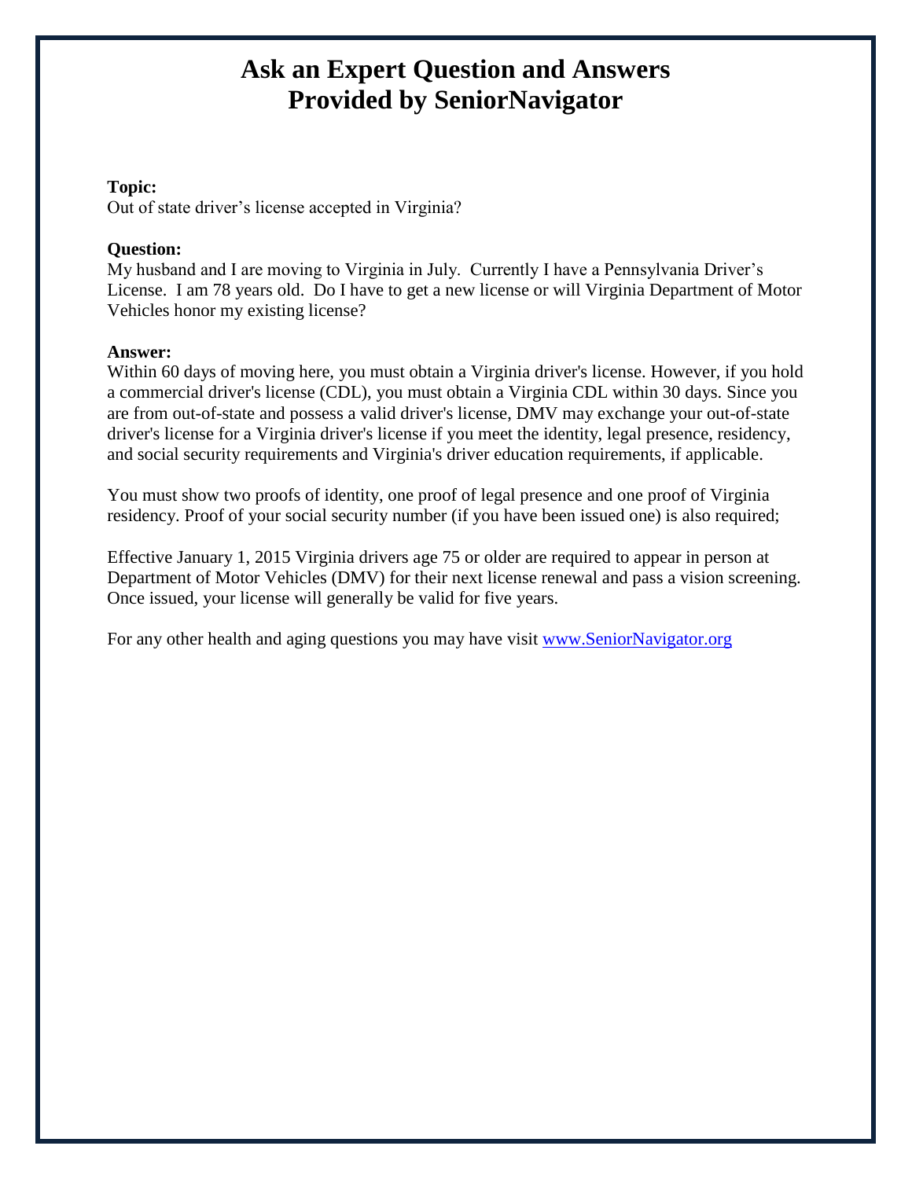# Ask an Expert Question and Answers
# Provided by SeniorNavigator

**Topic:**
Out of state driver's license accepted in Virginia?

**Question:**
My husband and I are moving to Virginia in July. Currently I have a Pennsylvania Driver's License. I am 78 years old. Do I have to get a new license or will Virginia Department of Motor Vehicles honor my existing license?

**Answer:**
Within 60 days of moving here, you must obtain a Virginia driver's license. However, if you hold a commercial driver's license (CDL), you must obtain a Virginia CDL within 30 days. Since you are from out-of-state and possess a valid driver's license, DMV may exchange your out-of-state driver's license for a Virginia driver's license if you meet the identity, legal presence, residency, and social security requirements and Virginia's driver education requirements, if applicable.

You must show two proofs of identity, one proof of legal presence and one proof of Virginia residency. Proof of your social security number (if you have been issued one) is also required;

Effective January 1, 2015 Virginia drivers age 75 or older are required to appear in person at Department of Motor Vehicles (DMV) for their next license renewal and pass a vision screening. Once issued, your license will generally be valid for five years.

For any other health and aging questions you may have visit [www.SeniorNavigator.org](http://www.SeniorNavigator.org)